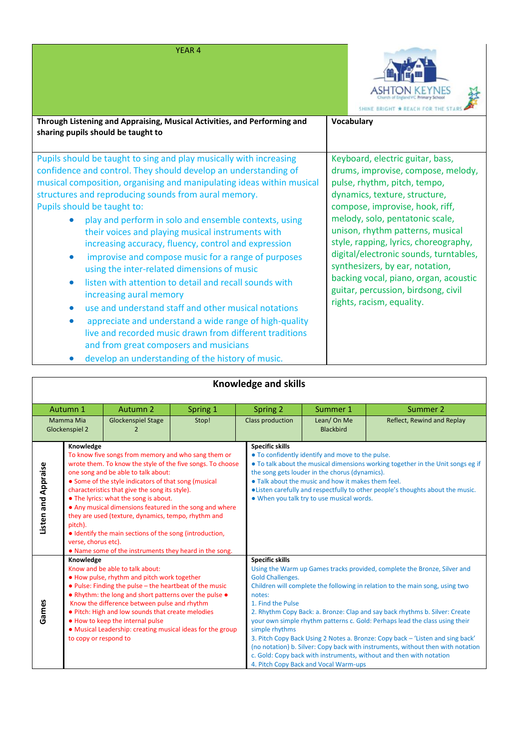# YEAR 4

| Through Listening and Appraising, Musical Activities, and Performing and sharing pupils should be taught to | Vocabulary |
|---|---|
| Pupils should be taught to sing and play musically with increasing confidence and control. They should develop an understanding of musical composition, organising and manipulating ideas within musical structures and reproducing sounds from aural memory.<br>Pupils should be taught to:<br>• play and perform in solo and ensemble contexts, using their voices and playing musical instruments with increasing accuracy, fluency, control and expression<br>• improvise and compose music for a range of purposes using the inter-related dimensions of music<br>• listen with attention to detail and recall sounds with increasing aural memory<br>• use and understand staff and other musical notations<br>• appreciate and understand a wide range of high-quality live and recorded music drawn from different traditions and from great composers and musicians<br>• develop an understanding of the history of music. | Keyboard, electric guitar, bass, drums, improvise, compose, melody, pulse, rhythm, pitch, tempo, dynamics, texture, structure, compose, improvise, hook, riff, melody, solo, pentatonic scale, unison, rhythm patterns, musical style, rapping, lyrics, choreography, digital/electronic sounds, turntables, synthesizers, by ear, notation, backing vocal, piano, organ, acoustic guitar, percussion, birdsong, civil rights, racism, equality. |

## Knowledge and skills

| Autumn 1 | Autumn 2 | Spring 1 | Spring 2 | Summer 1 | Summer 2 |
|---|---|---|---|---|---|
| Mamma Mia<br>Glockenspiel 2 | Glockenspiel Stage 2 | Stop! | Class production | Lean/ On Me<br>Blackbird | Reflect, Rewind and Replay |

| | Knowledge | Specific skills |
|---|---|---|
| **Listen and Appraise** | To know five songs from memory and who sang them or wrote them. To know the style of the five songs. To choose one song and be able to talk about:<br>• Some of the style indicators of that song (musical characteristics that give the song its style).<br>• The lyrics: what the song is about.<br>• Any musical dimensions featured in the song and where they are used (texture, dynamics, tempo, rhythm and pitch).<br>• Identify the main sections of the song (introduction, verse, chorus etc).<br>• Name some of the instruments they heard in the song. | • To confidently identify and move to the pulse.<br>• To talk about the musical dimensions working together in the Unit songs eg if the song gets louder in the chorus (dynamics).<br>• Talk about the music and how it makes them feel.<br>• Listen carefully and respectfully to other people's thoughts about the music.<br>• When you talk try to use musical words. |
| **Games** | Know and be able to talk about:<br>• How pulse, rhythm and pitch work together<br>• Pulse: Finding the pulse – the heartbeat of the music<br>• Rhythm: the long and short patterns over the pulse • Know the difference between pulse and rhythm<br>• Pitch: High and low sounds that create melodies<br>• How to keep the internal pulse<br>• Musical Leadership: creating musical ideas for the group to copy or respond to | Using the Warm up Games tracks provided, complete the Bronze, Silver and Gold Challenges.<br>Children will complete the following in relation to the main song, using two notes:<br>1. Find the Pulse<br>2. Rhythm Copy Back: a. Bronze: Clap and say back rhythms b. Silver: Create your own simple rhythm patterns c. Gold: Perhaps lead the class using their simple rhythms<br>3. Pitch Copy Back Using 2 Notes a. Bronze: Copy back – 'Listen and sing back' (no notation) b. Silver: Copy back with instruments, without then with notation c. Gold: Copy back with instruments, without and then with notation<br>4. Pitch Copy Back and Vocal Warm-ups |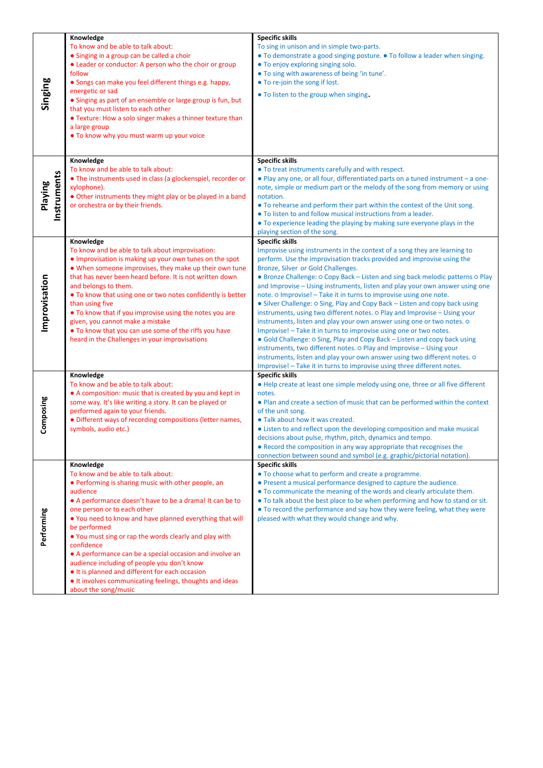| | | |
|---|---|---|
| **Singing** | **Knowledge**<br>To know and be able to talk about:<br>● Singing in a group can be called a choir<br>● Leader or conductor: A person who the choir or group follow<br>● Songs can make you feel different things e.g. happy, energetic or sad<br>● Singing as part of an ensemble or large group is fun, but that you must listen to each other<br>● Texture: How a solo singer makes a thinner texture than a large group<br>● To know why you must warm up your voice | **Specific skills**<br>To sing in unison and in simple two-parts.<br>● To demonstrate a good singing posture. ● To follow a leader when singing.<br>● To enjoy exploring singing solo.<br>● To sing with awareness of being 'in tune'.<br>● To re-join the song if lost.<br>● To listen to the group when singing. |
| **Playing Instruments** | **Knowledge**<br>To know and be able to talk about:<br>● The instruments used in class (a glockenspiel, recorder or xylophone).<br>● Other instruments they might play or be played in a band or orchestra or by their friends. | **Specific skills**<br>● To treat instruments carefully and with respect.<br>● Play any one, or all four, differentiated parts on a tuned instrument – a one-note, simple or medium part or the melody of the song from memory or using notation.<br>● To rehearse and perform their part within the context of the Unit song.<br>● To listen to and follow musical instructions from a leader.<br>● To experience leading the playing by making sure everyone plays in the playing section of the song. |
| **Improvisation** | **Knowledge**<br>To know and be able to talk about improvisation:<br>● Improvisation is making up your own tunes on the spot<br>● When someone improvises, they make up their own tune that has never been heard before. It is not written down and belongs to them.<br>● To know that using one or two notes confidently is better than using five<br>● To know that if you improvise using the notes you are given, you cannot make a mistake<br>● To know that you can use some of the riffs you have heard in the Challenges in your improvisations | **Specific skills**<br>Improvise using instruments in the context of a song they are learning to perform. Use the improvisation tracks provided and improvise using the Bronze, Silver or Gold Challenges.<br>● Bronze Challenge: ○ Copy Back – Listen and sing back melodic patterns ○ Play and Improvise – Using instruments, listen and play your own answer using one note. ○ Improvise! – Take it in turns to improvise using one note.<br>● Silver Challenge: ○ Sing, Play and Copy Back – Listen and copy back using instruments, using two different notes. ○ Play and Improvise – Using your instruments, listen and play your own answer using one or two notes. ○ Improvise! – Take it in turns to improvise using one or two notes.<br>● Gold Challenge: ○ Sing, Play and Copy Back – Listen and copy back using instruments, two different notes. ○ Play and Improvise – Using your instruments, listen and play your own answer using two different notes. ○ Improvise! – Take it in turns to improvise using three different notes. |
| **Composing** | **Knowledge**<br>To know and be able to talk about:<br>● A composition: music that is created by you and kept in some way. It's like writing a story. It can be played or performed again to your friends.<br>● Different ways of recording compositions (letter names, symbols, audio etc.) | **Specific skills**<br>● Help create at least one simple melody using one, three or all five different notes.<br>● Plan and create a section of music that can be performed within the context of the unit song.<br>● Talk about how it was created.<br>● Listen to and reflect upon the developing composition and make musical decisions about pulse, rhythm, pitch, dynamics and tempo.<br>● Record the composition in any way appropriate that recognises the connection between sound and symbol (e.g. graphic/pictorial notation). |
| **Performing** | **Knowledge**<br>To know and be able to talk about:<br>● Performing is sharing music with other people, an audience<br>● A performance doesn't have to be a drama! It can be to one person or to each other<br>● You need to know and have planned everything that will be performed<br>● You must sing or rap the words clearly and play with confidence<br>● A performance can be a special occasion and involve an audience including of people you don't know<br>● It is planned and different for each occasion<br>● It involves communicating feelings, thoughts and ideas about the song/music | **Specific skills**<br>● To choose what to perform and create a programme.<br>● Present a musical performance designed to capture the audience.<br>● To communicate the meaning of the words and clearly articulate them.<br>● To talk about the best place to be when performing and how to stand or sit.<br>● To record the performance and say how they were feeling, what they were pleased with what they would change and why. |